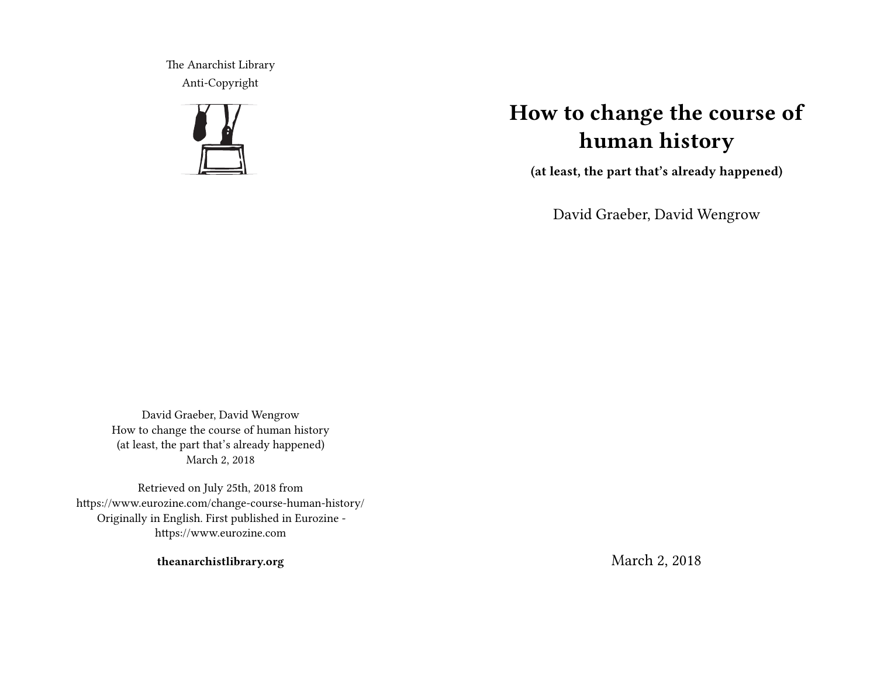# How to change the course of human history

**(at least, the part that's already happened)**

David Graeber, David Wengrow

March 2, 2018

The Anarchist Library
Anti-Copyright

David Graeber, David Wengrow
How to change the course of human history
(at least, the part that's already happened)
March 2, 2018

Retrieved on July 25th, 2018 from
https://www.eurozine.com/change-course-human-history/
Originally in English. First published in Eurozine -
https://www.eurozine.com

**theanarchistlibrary.org**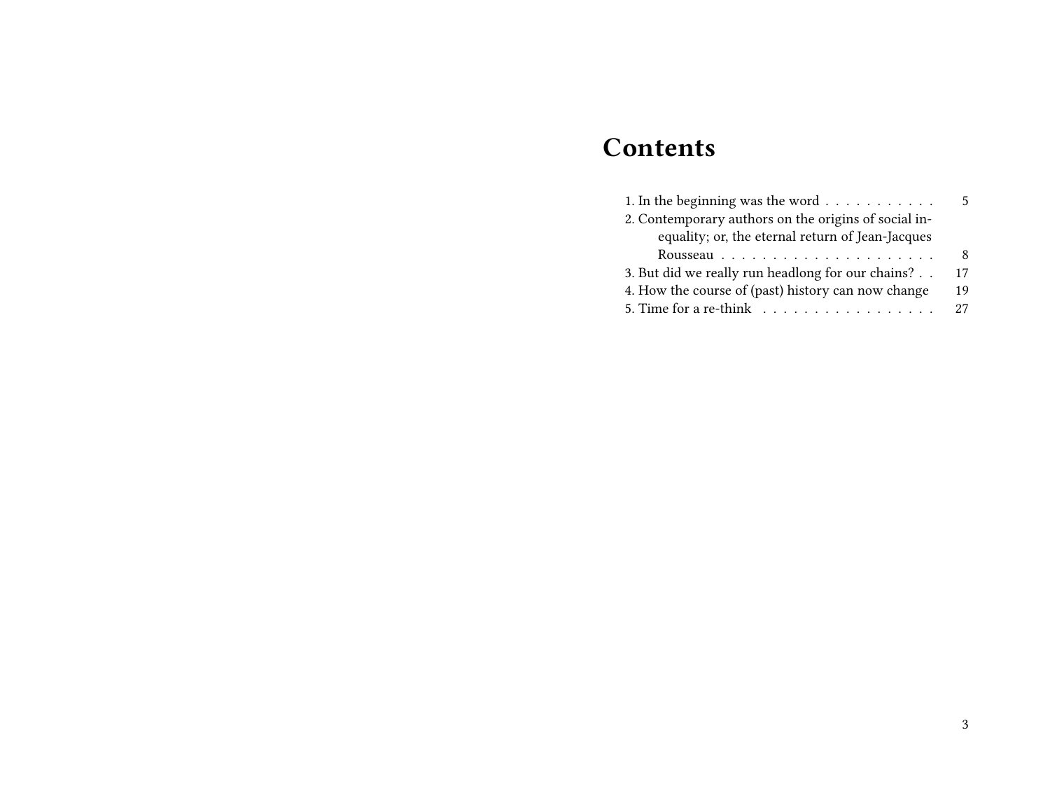# Contents

1. In the beginning was the word . . . . . . . . . . . 5
2. Contemporary authors on the origins of social inequality; or, the eternal return of Jean-Jacques Rousseau . . . . . . . . . . . . . . . . . . . . . 8
3. But did we really run headlong for our chains? . . 17
4. How the course of (past) history can now change 19
5. Time for a re-think . . . . . . . . . . . . . . . . . . 27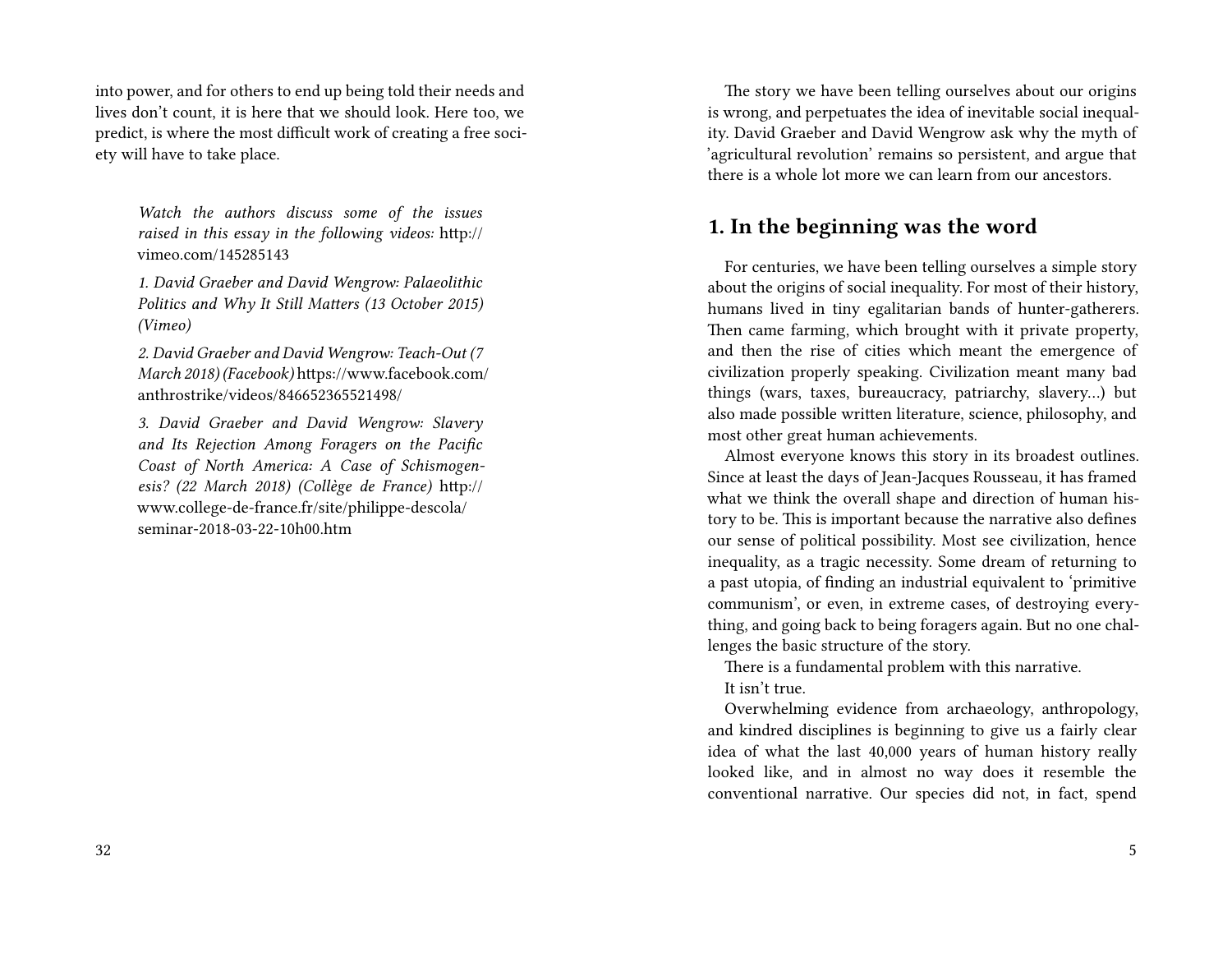into power, and for others to end up being told their needs and lives don't count, it is here that we should look. Here too, we predict, is where the most difficult work of creating a free society will have to take place.

> *Watch the authors discuss some of the issues raised in this essay in the following videos:* http://vimeo.com/145285143
>
> *1. David Graeber and David Wengrow: Palaeolithic Politics and Why It Still Matters (13 October 2015) (Vimeo)*
>
> *2. David Graeber and David Wengrow: Teach-Out (7 March 2018) (Facebook)* https://www.facebook.com/anthrostrike/videos/846652365521498/
>
> *3. David Graeber and David Wengrow: Slavery and Its Rejection Among Foragers on the Pacific Coast of North America: A Case of Schismogenesis? (22 March 2018) (Collège de France)* http://www.college-de-france.fr/site/philippe-descola/seminar-2018-03-22-10h00.htm

The story we have been telling ourselves about our origins is wrong, and perpetuates the idea of inevitable social inequality. David Graeber and David Wengrow ask why the myth of 'agricultural revolution' remains so persistent, and argue that there is a whole lot more we can learn from our ancestors.

## 1. In the beginning was the word

For centuries, we have been telling ourselves a simple story about the origins of social inequality. For most of their history, humans lived in tiny egalitarian bands of hunter-gatherers. Then came farming, which brought with it private property, and then the rise of cities which meant the emergence of civilization properly speaking. Civilization meant many bad things (wars, taxes, bureaucracy, patriarchy, slavery…) but also made possible written literature, science, philosophy, and most other great human achievements.

Almost everyone knows this story in its broadest outlines. Since at least the days of Jean-Jacques Rousseau, it has framed what we think the overall shape and direction of human history to be. This is important because the narrative also defines our sense of political possibility. Most see civilization, hence inequality, as a tragic necessity. Some dream of returning to a past utopia, of finding an industrial equivalent to 'primitive communism', or even, in extreme cases, of destroying everything, and going back to being foragers again. But no one challenges the basic structure of the story.

There is a fundamental problem with this narrative.

It isn't true.

Overwhelming evidence from archaeology, anthropology, and kindred disciplines is beginning to give us a fairly clear idea of what the last 40,000 years of human history really looked like, and in almost no way does it resemble the conventional narrative. Our species did not, in fact, spend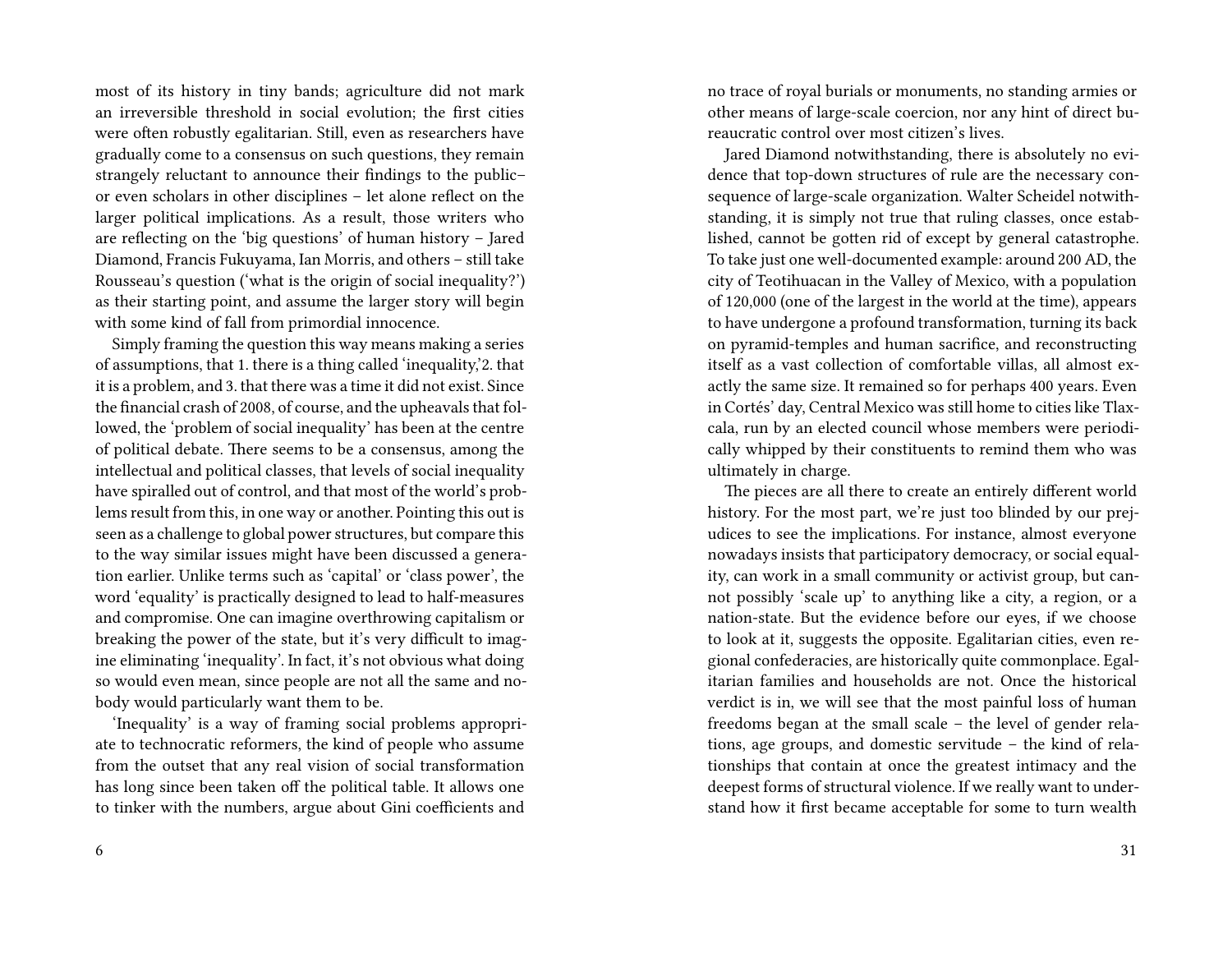most of its history in tiny bands; agriculture did not mark an irreversible threshold in social evolution; the first cities were often robustly egalitarian. Still, even as researchers have gradually come to a consensus on such questions, they remain strangely reluctant to announce their findings to the public– or even scholars in other disciplines – let alone reflect on the larger political implications. As a result, those writers who are reflecting on the 'big questions' of human history – Jared Diamond, Francis Fukuyama, Ian Morris, and others – still take Rousseau's question ('what is the origin of social inequality?') as their starting point, and assume the larger story will begin with some kind of fall from primordial innocence.

Simply framing the question this way means making a series of assumptions, that 1. there is a thing called 'inequality,'2. that it is a problem, and 3. that there was a time it did not exist. Since the financial crash of 2008, of course, and the upheavals that followed, the 'problem of social inequality' has been at the centre of political debate. There seems to be a consensus, among the intellectual and political classes, that levels of social inequality have spiralled out of control, and that most of the world's problems result from this, in one way or another. Pointing this out is seen as a challenge to global power structures, but compare this to the way similar issues might have been discussed a generation earlier. Unlike terms such as 'capital' or 'class power', the word 'equality' is practically designed to lead to half-measures and compromise. One can imagine overthrowing capitalism or breaking the power of the state, but it's very difficult to imagine eliminating 'inequality'. In fact, it's not obvious what doing so would even mean, since people are not all the same and nobody would particularly want them to be.

'Inequality' is a way of framing social problems appropriate to technocratic reformers, the kind of people who assume from the outset that any real vision of social transformation has long since been taken off the political table. It allows one to tinker with the numbers, argue about Gini coefficients and

no trace of royal burials or monuments, no standing armies or other means of large-scale coercion, nor any hint of direct bureaucratic control over most citizen's lives.

Jared Diamond notwithstanding, there is absolutely no evidence that top-down structures of rule are the necessary consequence of large-scale organization. Walter Scheidel notwithstanding, it is simply not true that ruling classes, once established, cannot be gotten rid of except by general catastrophe. To take just one well-documented example: around 200 AD, the city of Teotihuacan in the Valley of Mexico, with a population of 120,000 (one of the largest in the world at the time), appears to have undergone a profound transformation, turning its back on pyramid-temples and human sacrifice, and reconstructing itself as a vast collection of comfortable villas, all almost exactly the same size. It remained so for perhaps 400 years. Even in Cortés' day, Central Mexico was still home to cities like Tlaxcala, run by an elected council whose members were periodically whipped by their constituents to remind them who was ultimately in charge.

The pieces are all there to create an entirely different world history. For the most part, we're just too blinded by our prejudices to see the implications. For instance, almost everyone nowadays insists that participatory democracy, or social equality, can work in a small community or activist group, but cannot possibly 'scale up' to anything like a city, a region, or a nation-state. But the evidence before our eyes, if we choose to look at it, suggests the opposite. Egalitarian cities, even regional confederacies, are historically quite commonplace. Egalitarian families and households are not. Once the historical verdict is in, we will see that the most painful loss of human freedoms began at the small scale – the level of gender relations, age groups, and domestic servitude – the kind of relationships that contain at once the greatest intimacy and the deepest forms of structural violence. If we really want to understand how it first became acceptable for some to turn wealth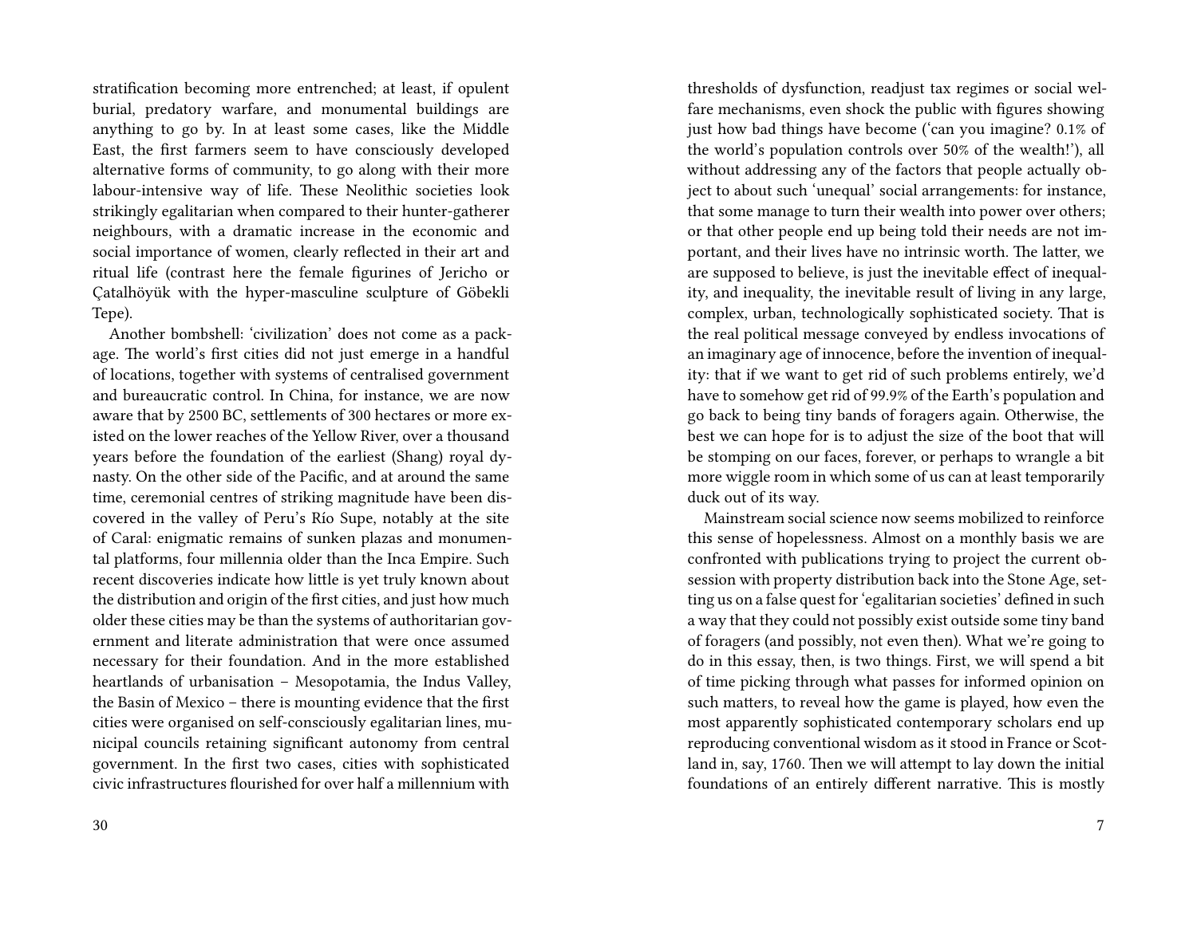stratification becoming more entrenched; at least, if opulent burial, predatory warfare, and monumental buildings are anything to go by. In at least some cases, like the Middle East, the first farmers seem to have consciously developed alternative forms of community, to go along with their more labour-intensive way of life. These Neolithic societies look strikingly egalitarian when compared to their hunter-gatherer neighbours, with a dramatic increase in the economic and social importance of women, clearly reflected in their art and ritual life (contrast here the female figurines of Jericho or Çatalhöyük with the hyper-masculine sculpture of Göbekli Tepe).

Another bombshell: 'civilization' does not come as a package. The world's first cities did not just emerge in a handful of locations, together with systems of centralised government and bureaucratic control. In China, for instance, we are now aware that by 2500 BC, settlements of 300 hectares or more existed on the lower reaches of the Yellow River, over a thousand years before the foundation of the earliest (Shang) royal dynasty. On the other side of the Pacific, and at around the same time, ceremonial centres of striking magnitude have been discovered in the valley of Peru's Río Supe, notably at the site of Caral: enigmatic remains of sunken plazas and monumental platforms, four millennia older than the Inca Empire. Such recent discoveries indicate how little is yet truly known about the distribution and origin of the first cities, and just how much older these cities may be than the systems of authoritarian government and literate administration that were once assumed necessary for their foundation. And in the more established heartlands of urbanisation – Mesopotamia, the Indus Valley, the Basin of Mexico – there is mounting evidence that the first cities were organised on self-consciously egalitarian lines, municipal councils retaining significant autonomy from central government. In the first two cases, cities with sophisticated civic infrastructures flourished for over half a millennium with

thresholds of dysfunction, readjust tax regimes or social welfare mechanisms, even shock the public with figures showing just how bad things have become ('can you imagine? 0.1% of the world's population controls over 50% of the wealth!'), all without addressing any of the factors that people actually object to about such 'unequal' social arrangements: for instance, that some manage to turn their wealth into power over others; or that other people end up being told their needs are not important, and their lives have no intrinsic worth. The latter, we are supposed to believe, is just the inevitable effect of inequality, and inequality, the inevitable result of living in any large, complex, urban, technologically sophisticated society. That is the real political message conveyed by endless invocations of an imaginary age of innocence, before the invention of inequality: that if we want to get rid of such problems entirely, we'd have to somehow get rid of 99.9% of the Earth's population and go back to being tiny bands of foragers again. Otherwise, the best we can hope for is to adjust the size of the boot that will be stomping on our faces, forever, or perhaps to wrangle a bit more wiggle room in which some of us can at least temporarily duck out of its way.

Mainstream social science now seems mobilized to reinforce this sense of hopelessness. Almost on a monthly basis we are confronted with publications trying to project the current obsession with property distribution back into the Stone Age, setting us on a false quest for 'egalitarian societies' defined in such a way that they could not possibly exist outside some tiny band of foragers (and possibly, not even then). What we're going to do in this essay, then, is two things. First, we will spend a bit of time picking through what passes for informed opinion on such matters, to reveal how the game is played, how even the most apparently sophisticated contemporary scholars end up reproducing conventional wisdom as it stood in France or Scotland in, say, 1760. Then we will attempt to lay down the initial foundations of an entirely different narrative. This is mostly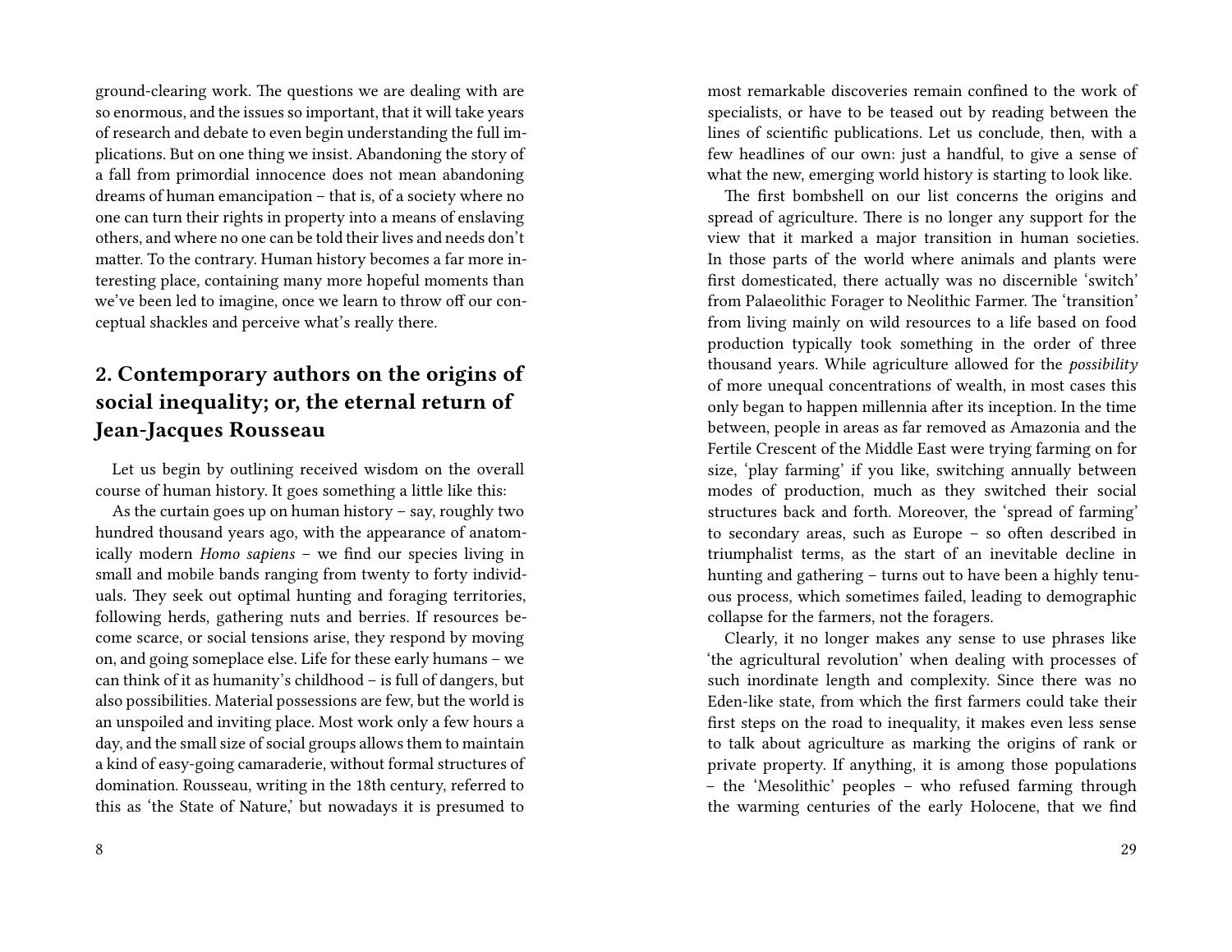ground-clearing work. The questions we are dealing with are so enormous, and the issues so important, that it will take years of research and debate to even begin understanding the full implications. But on one thing we insist. Abandoning the story of a fall from primordial innocence does not mean abandoning dreams of human emancipation – that is, of a society where no one can turn their rights in property into a means of enslaving others, and where no one can be told their lives and needs don't matter. To the contrary. Human history becomes a far more interesting place, containing many more hopeful moments than we've been led to imagine, once we learn to throw off our conceptual shackles and perceive what's really there.

## 2. Contemporary authors on the origins of social inequality; or, the eternal return of Jean-Jacques Rousseau

Let us begin by outlining received wisdom on the overall course of human history. It goes something a little like this:

As the curtain goes up on human history – say, roughly two hundred thousand years ago, with the appearance of anatomically modern *Homo sapiens* – we find our species living in small and mobile bands ranging from twenty to forty individuals. They seek out optimal hunting and foraging territories, following herds, gathering nuts and berries. If resources become scarce, or social tensions arise, they respond by moving on, and going someplace else. Life for these early humans – we can think of it as humanity's childhood – is full of dangers, but also possibilities. Material possessions are few, but the world is an unspoiled and inviting place. Most work only a few hours a day, and the small size of social groups allows them to maintain a kind of easy-going camaraderie, without formal structures of domination. Rousseau, writing in the 18th century, referred to this as 'the State of Nature,' but nowadays it is presumed to

most remarkable discoveries remain confined to the work of specialists, or have to be teased out by reading between the lines of scientific publications. Let us conclude, then, with a few headlines of our own: just a handful, to give a sense of what the new, emerging world history is starting to look like.

The first bombshell on our list concerns the origins and spread of agriculture. There is no longer any support for the view that it marked a major transition in human societies. In those parts of the world where animals and plants were first domesticated, there actually was no discernible 'switch' from Palaeolithic Forager to Neolithic Farmer. The 'transition' from living mainly on wild resources to a life based on food production typically took something in the order of three thousand years. While agriculture allowed for the *possibility* of more unequal concentrations of wealth, in most cases this only began to happen millennia after its inception. In the time between, people in areas as far removed as Amazonia and the Fertile Crescent of the Middle East were trying farming on for size, 'play farming' if you like, switching annually between modes of production, much as they switched their social structures back and forth. Moreover, the 'spread of farming' to secondary areas, such as Europe – so often described in triumphalist terms, as the start of an inevitable decline in hunting and gathering – turns out to have been a highly tenuous process, which sometimes failed, leading to demographic collapse for the farmers, not the foragers.

Clearly, it no longer makes any sense to use phrases like 'the agricultural revolution' when dealing with processes of such inordinate length and complexity. Since there was no Eden-like state, from which the first farmers could take their first steps on the road to inequality, it makes even less sense to talk about agriculture as marking the origins of rank or private property. If anything, it is among those populations – the 'Mesolithic' peoples – who refused farming through the warming centuries of the early Holocene, that we find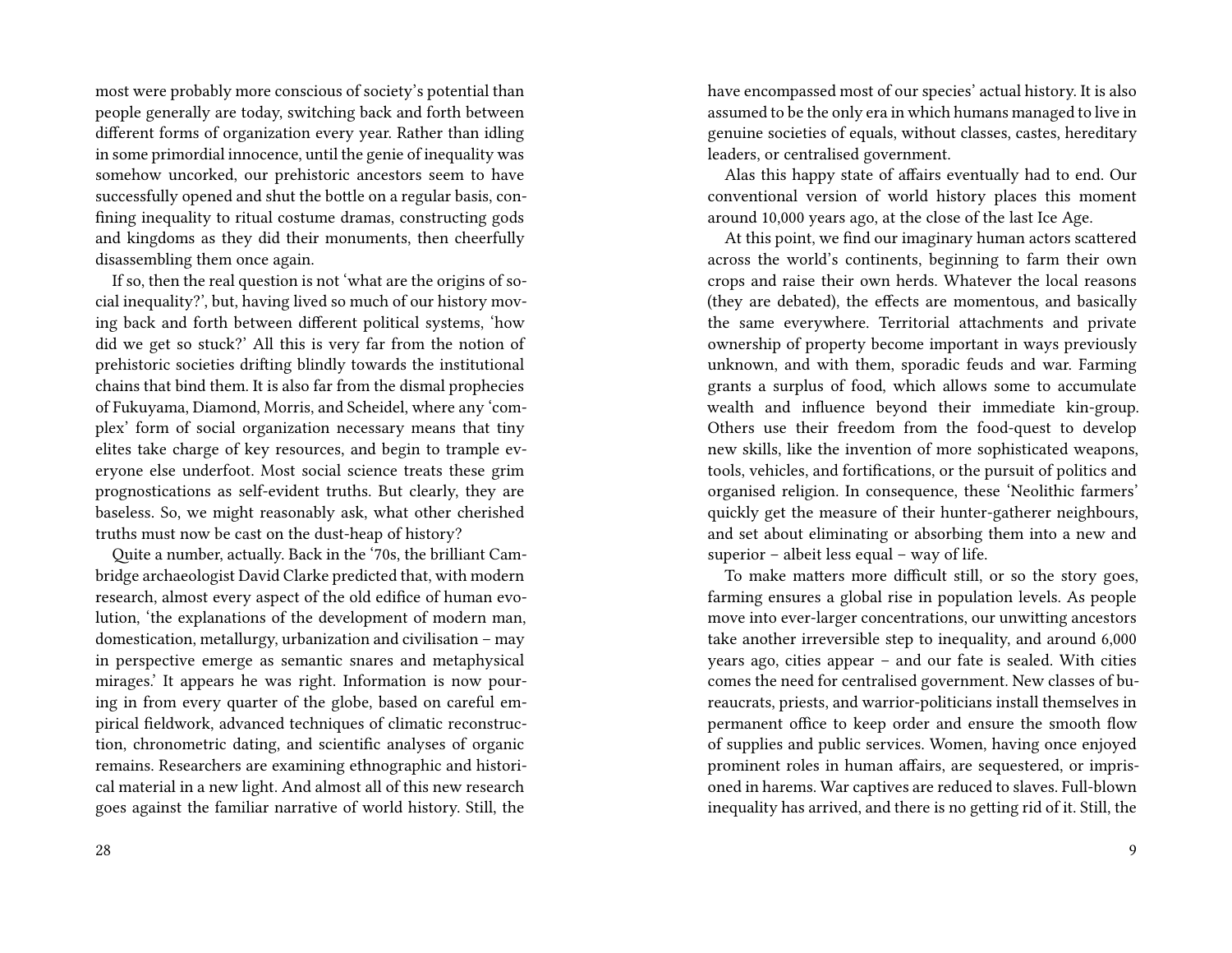most were probably more conscious of society's potential than people generally are today, switching back and forth between different forms of organization every year. Rather than idling in some primordial innocence, until the genie of inequality was somehow uncorked, our prehistoric ancestors seem to have successfully opened and shut the bottle on a regular basis, confining inequality to ritual costume dramas, constructing gods and kingdoms as they did their monuments, then cheerfully disassembling them once again.

If so, then the real question is not 'what are the origins of social inequality?', but, having lived so much of our history moving back and forth between different political systems, 'how did we get so stuck?' All this is very far from the notion of prehistoric societies drifting blindly towards the institutional chains that bind them. It is also far from the dismal prophecies of Fukuyama, Diamond, Morris, and Scheidel, where any 'complex' form of social organization necessary means that tiny elites take charge of key resources, and begin to trample everyone else underfoot. Most social science treats these grim prognostications as self-evident truths. But clearly, they are baseless. So, we might reasonably ask, what other cherished truths must now be cast on the dust-heap of history?

Quite a number, actually. Back in the '70s, the brilliant Cambridge archaeologist David Clarke predicted that, with modern research, almost every aspect of the old edifice of human evolution, 'the explanations of the development of modern man, domestication, metallurgy, urbanization and civilisation – may in perspective emerge as semantic snares and metaphysical mirages.' It appears he was right. Information is now pouring in from every quarter of the globe, based on careful empirical fieldwork, advanced techniques of climatic reconstruction, chronometric dating, and scientific analyses of organic remains. Researchers are examining ethnographic and historical material in a new light. And almost all of this new research goes against the familiar narrative of world history. Still, the

have encompassed most of our species' actual history. It is also assumed to be the only era in which humans managed to live in genuine societies of equals, without classes, castes, hereditary leaders, or centralised government.

Alas this happy state of affairs eventually had to end. Our conventional version of world history places this moment around 10,000 years ago, at the close of the last Ice Age.

At this point, we find our imaginary human actors scattered across the world's continents, beginning to farm their own crops and raise their own herds. Whatever the local reasons (they are debated), the effects are momentous, and basically the same everywhere. Territorial attachments and private ownership of property become important in ways previously unknown, and with them, sporadic feuds and war. Farming grants a surplus of food, which allows some to accumulate wealth and influence beyond their immediate kin-group. Others use their freedom from the food-quest to develop new skills, like the invention of more sophisticated weapons, tools, vehicles, and fortifications, or the pursuit of politics and organised religion. In consequence, these 'Neolithic farmers' quickly get the measure of their hunter-gatherer neighbours, and set about eliminating or absorbing them into a new and superior – albeit less equal – way of life.

To make matters more difficult still, or so the story goes, farming ensures a global rise in population levels. As people move into ever-larger concentrations, our unwitting ancestors take another irreversible step to inequality, and around 6,000 years ago, cities appear – and our fate is sealed. With cities comes the need for centralised government. New classes of bureaucrats, priests, and warrior-politicians install themselves in permanent office to keep order and ensure the smooth flow of supplies and public services. Women, having once enjoyed prominent roles in human affairs, are sequestered, or imprisoned in harems. War captives are reduced to slaves. Full-blown inequality has arrived, and there is no getting rid of it. Still, the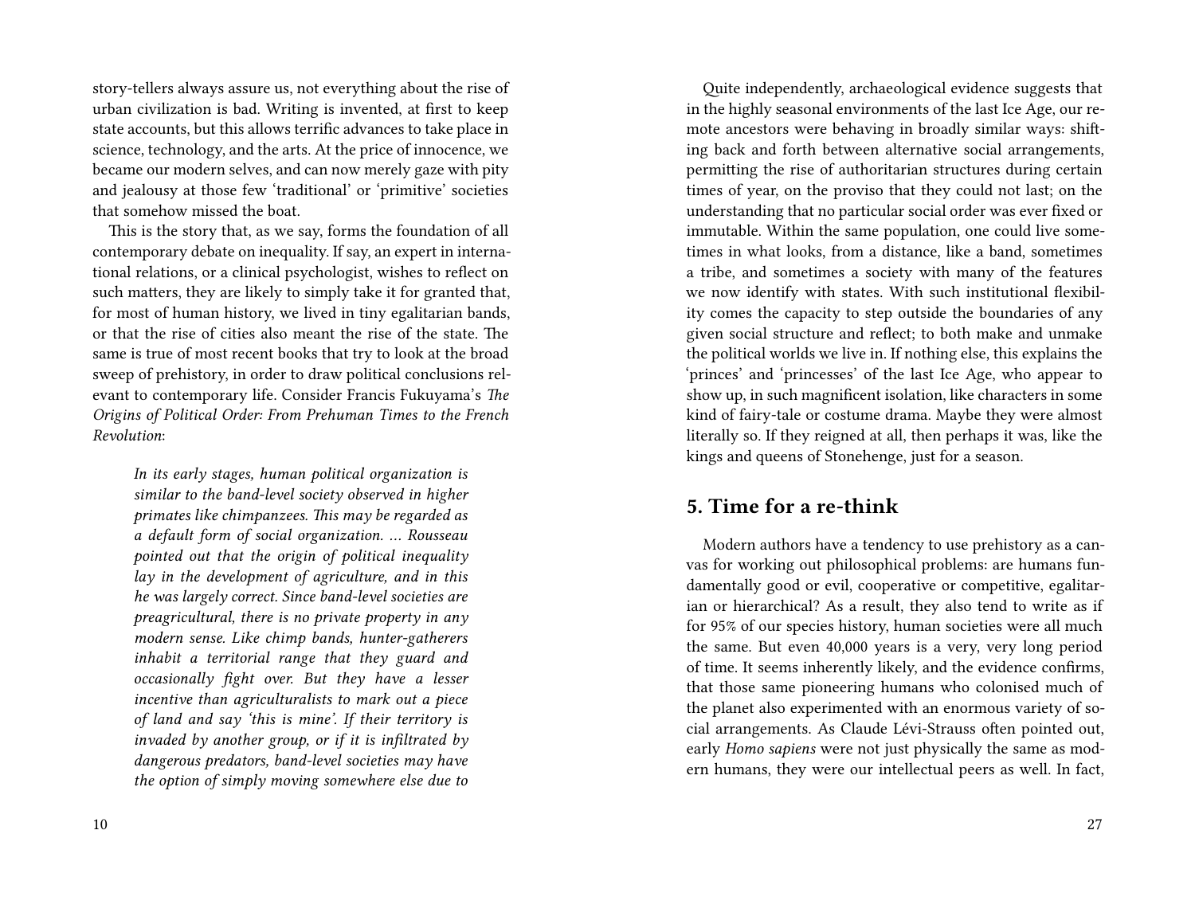story-tellers always assure us, not everything about the rise of urban civilization is bad. Writing is invented, at first to keep state accounts, but this allows terrific advances to take place in science, technology, and the arts. At the price of innocence, we became our modern selves, and can now merely gaze with pity and jealousy at those few 'traditional' or 'primitive' societies that somehow missed the boat.

This is the story that, as we say, forms the foundation of all contemporary debate on inequality. If say, an expert in international relations, or a clinical psychologist, wishes to reflect on such matters, they are likely to simply take it for granted that, for most of human history, we lived in tiny egalitarian bands, or that the rise of cities also meant the rise of the state. The same is true of most recent books that try to look at the broad sweep of prehistory, in order to draw political conclusions relevant to contemporary life. Consider Francis Fukuyama's *The Origins of Political Order: From Prehuman Times to the French Revolution*:

> *In its early stages, human political organization is similar to the band-level society observed in higher primates like chimpanzees. This may be regarded as a default form of social organization. … Rousseau pointed out that the origin of political inequality lay in the development of agriculture, and in this he was largely correct. Since band-level societies are preagricultural, there is no private property in any modern sense. Like chimp bands, hunter-gatherers inhabit a territorial range that they guard and occasionally fight over. But they have a lesser incentive than agriculturalists to mark out a piece of land and say 'this is mine'. If their territory is invaded by another group, or if it is infiltrated by dangerous predators, band-level societies may have the option of simply moving somewhere else due to*

Quite independently, archaeological evidence suggests that in the highly seasonal environments of the last Ice Age, our remote ancestors were behaving in broadly similar ways: shifting back and forth between alternative social arrangements, permitting the rise of authoritarian structures during certain times of year, on the proviso that they could not last; on the understanding that no particular social order was ever fixed or immutable. Within the same population, one could live sometimes in what looks, from a distance, like a band, sometimes a tribe, and sometimes a society with many of the features we now identify with states. With such institutional flexibility comes the capacity to step outside the boundaries of any given social structure and reflect; to both make and unmake the political worlds we live in. If nothing else, this explains the 'princes' and 'princesses' of the last Ice Age, who appear to show up, in such magnificent isolation, like characters in some kind of fairy-tale or costume drama. Maybe they were almost literally so. If they reigned at all, then perhaps it was, like the kings and queens of Stonehenge, just for a season.

## 5. Time for a re-think

Modern authors have a tendency to use prehistory as a canvas for working out philosophical problems: are humans fundamentally good or evil, cooperative or competitive, egalitarian or hierarchical? As a result, they also tend to write as if for 95% of our species history, human societies were all much the same. But even 40,000 years is a very, very long period of time. It seems inherently likely, and the evidence confirms, that those same pioneering humans who colonised much of the planet also experimented with an enormous variety of social arrangements. As Claude Lévi-Strauss often pointed out, early *Homo sapiens* were not just physically the same as modern humans, they were our intellectual peers as well. In fact,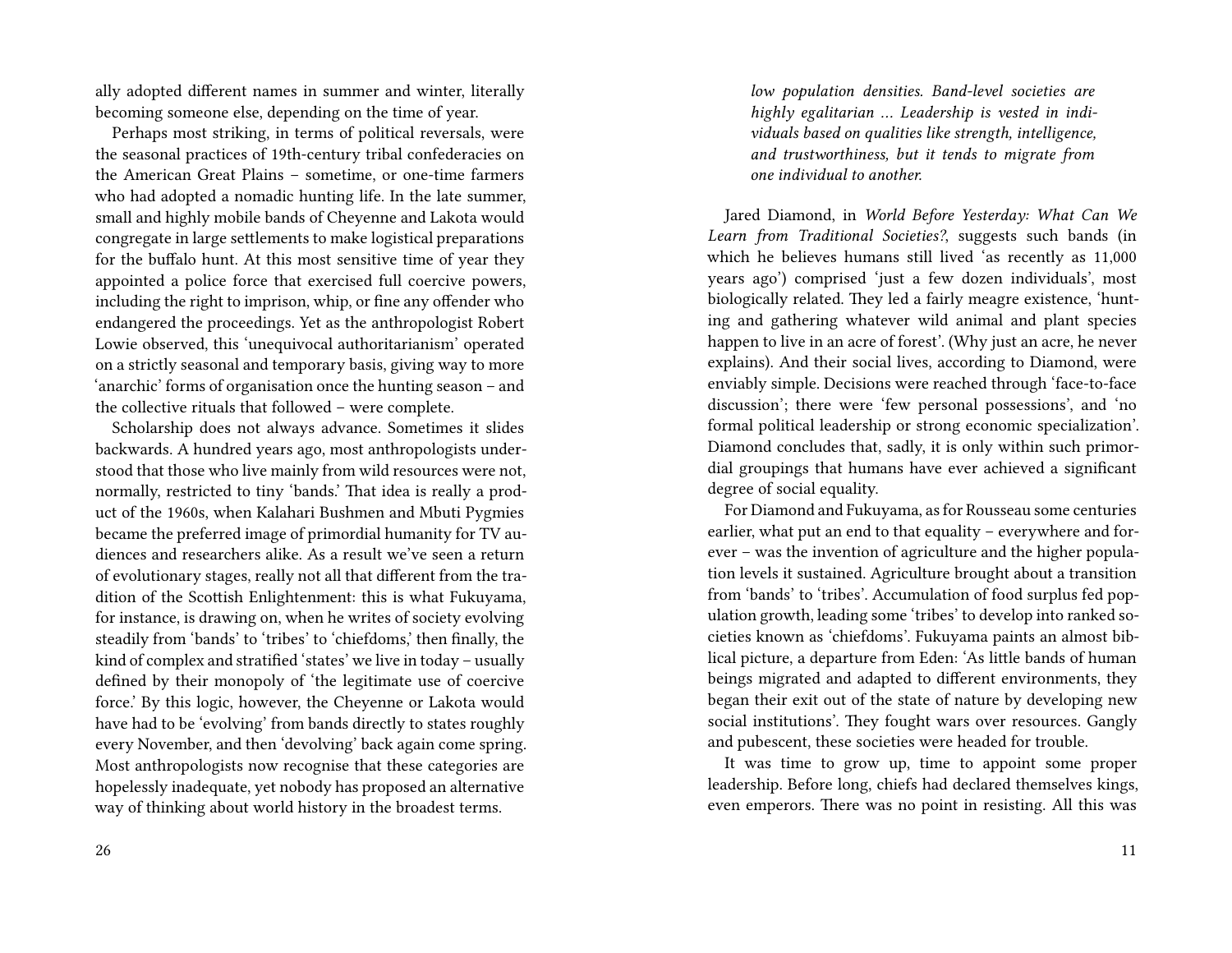ally adopted different names in summer and winter, literally becoming someone else, depending on the time of year.

Perhaps most striking, in terms of political reversals, were the seasonal practices of 19th-century tribal confederacies on the American Great Plains – sometime, or one-time farmers who had adopted a nomadic hunting life. In the late summer, small and highly mobile bands of Cheyenne and Lakota would congregate in large settlements to make logistical preparations for the buffalo hunt. At this most sensitive time of year they appointed a police force that exercised full coercive powers, including the right to imprison, whip, or fine any offender who endangered the proceedings. Yet as the anthropologist Robert Lowie observed, this 'unequivocal authoritarianism' operated on a strictly seasonal and temporary basis, giving way to more 'anarchic' forms of organisation once the hunting season – and the collective rituals that followed – were complete.

Scholarship does not always advance. Sometimes it slides backwards. A hundred years ago, most anthropologists understood that those who live mainly from wild resources were not, normally, restricted to tiny 'bands.' That idea is really a product of the 1960s, when Kalahari Bushmen and Mbuti Pygmies became the preferred image of primordial humanity for TV audiences and researchers alike. As a result we've seen a return of evolutionary stages, really not all that different from the tradition of the Scottish Enlightenment: this is what Fukuyama, for instance, is drawing on, when he writes of society evolving steadily from 'bands' to 'tribes' to 'chiefdoms,' then finally, the kind of complex and stratified 'states' we live in today – usually defined by their monopoly of 'the legitimate use of coercive force.' By this logic, however, the Cheyenne or Lakota would have had to be 'evolving' from bands directly to states roughly every November, and then 'devolving' back again come spring. Most anthropologists now recognise that these categories are hopelessly inadequate, yet nobody has proposed an alternative way of thinking about world history in the broadest terms.

> *low population densities. Band-level societies are highly egalitarian … Leadership is vested in individuals based on qualities like strength, intelligence, and trustworthiness, but it tends to migrate from one individual to another.*

Jared Diamond, in *World Before Yesterday: What Can We Learn from Traditional Societies?*, suggests such bands (in which he believes humans still lived 'as recently as 11,000 years ago') comprised 'just a few dozen individuals', most biologically related. They led a fairly meagre existence, 'hunting and gathering whatever wild animal and plant species happen to live in an acre of forest'. (Why just an acre, he never explains). And their social lives, according to Diamond, were enviably simple. Decisions were reached through 'face-to-face discussion'; there were 'few personal possessions', and 'no formal political leadership or strong economic specialization'. Diamond concludes that, sadly, it is only within such primordial groupings that humans have ever achieved a significant degree of social equality.

For Diamond and Fukuyama, as for Rousseau some centuries earlier, what put an end to that equality – everywhere and forever – was the invention of agriculture and the higher population levels it sustained. Agriculture brought about a transition from 'bands' to 'tribes'. Accumulation of food surplus fed population growth, leading some 'tribes' to develop into ranked societies known as 'chiefdoms'. Fukuyama paints an almost biblical picture, a departure from Eden: 'As little bands of human beings migrated and adapted to different environments, they began their exit out of the state of nature by developing new social institutions'. They fought wars over resources. Gangly and pubescent, these societies were headed for trouble.

It was time to grow up, time to appoint some proper leadership. Before long, chiefs had declared themselves kings, even emperors. There was no point in resisting. All this was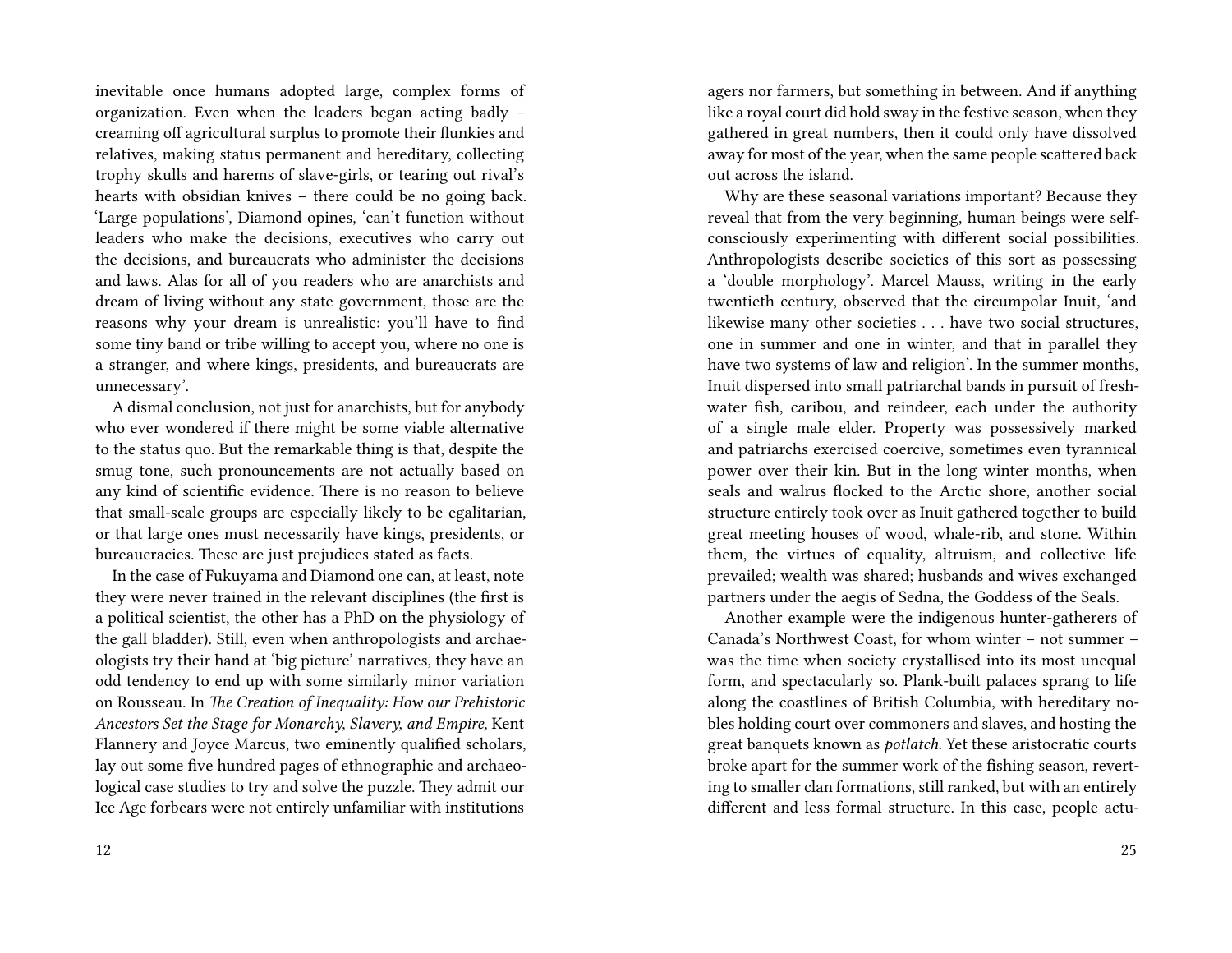inevitable once humans adopted large, complex forms of organization. Even when the leaders began acting badly – creaming off agricultural surplus to promote their flunkies and relatives, making status permanent and hereditary, collecting trophy skulls and harems of slave-girls, or tearing out rival's hearts with obsidian knives – there could be no going back. 'Large populations', Diamond opines, 'can't function without leaders who make the decisions, executives who carry out the decisions, and bureaucrats who administer the decisions and laws. Alas for all of you readers who are anarchists and dream of living without any state government, those are the reasons why your dream is unrealistic: you'll have to find some tiny band or tribe willing to accept you, where no one is a stranger, and where kings, presidents, and bureaucrats are unnecessary'.

A dismal conclusion, not just for anarchists, but for anybody who ever wondered if there might be some viable alternative to the status quo. But the remarkable thing is that, despite the smug tone, such pronouncements are not actually based on any kind of scientific evidence. There is no reason to believe that small-scale groups are especially likely to be egalitarian, or that large ones must necessarily have kings, presidents, or bureaucracies. These are just prejudices stated as facts.

In the case of Fukuyama and Diamond one can, at least, note they were never trained in the relevant disciplines (the first is a political scientist, the other has a PhD on the physiology of the gall bladder). Still, even when anthropologists and archaeologists try their hand at 'big picture' narratives, they have an odd tendency to end up with some similarly minor variation on Rousseau. In *The Creation of Inequality: How our Prehistoric Ancestors Set the Stage for Monarchy, Slavery, and Empire,* Kent Flannery and Joyce Marcus, two eminently qualified scholars, lay out some five hundred pages of ethnographic and archaeological case studies to try and solve the puzzle. They admit our Ice Age forbears were not entirely unfamiliar with institutions

agers nor farmers, but something in between. And if anything like a royal court did hold sway in the festive season, when they gathered in great numbers, then it could only have dissolved away for most of the year, when the same people scattered back out across the island.

Why are these seasonal variations important? Because they reveal that from the very beginning, human beings were self-consciously experimenting with different social possibilities. Anthropologists describe societies of this sort as possessing a 'double morphology'. Marcel Mauss, writing in the early twentieth century, observed that the circumpolar Inuit, 'and likewise many other societies . . . have two social structures, one in summer and one in winter, and that in parallel they have two systems of law and religion'. In the summer months, Inuit dispersed into small patriarchal bands in pursuit of freshwater fish, caribou, and reindeer, each under the authority of a single male elder. Property was possessively marked and patriarchs exercised coercive, sometimes even tyrannical power over their kin. But in the long winter months, when seals and walrus flocked to the Arctic shore, another social structure entirely took over as Inuit gathered together to build great meeting houses of wood, whale-rib, and stone. Within them, the virtues of equality, altruism, and collective life prevailed; wealth was shared; husbands and wives exchanged partners under the aegis of Sedna, the Goddess of the Seals.

Another example were the indigenous hunter-gatherers of Canada's Northwest Coast, for whom winter – not summer – was the time when society crystallised into its most unequal form, and spectacularly so. Plank-built palaces sprang to life along the coastlines of British Columbia, with hereditary nobles holding court over commoners and slaves, and hosting the great banquets known as *potlatch.* Yet these aristocratic courts broke apart for the summer work of the fishing season, reverting to smaller clan formations, still ranked, but with an entirely different and less formal structure. In this case, people actu-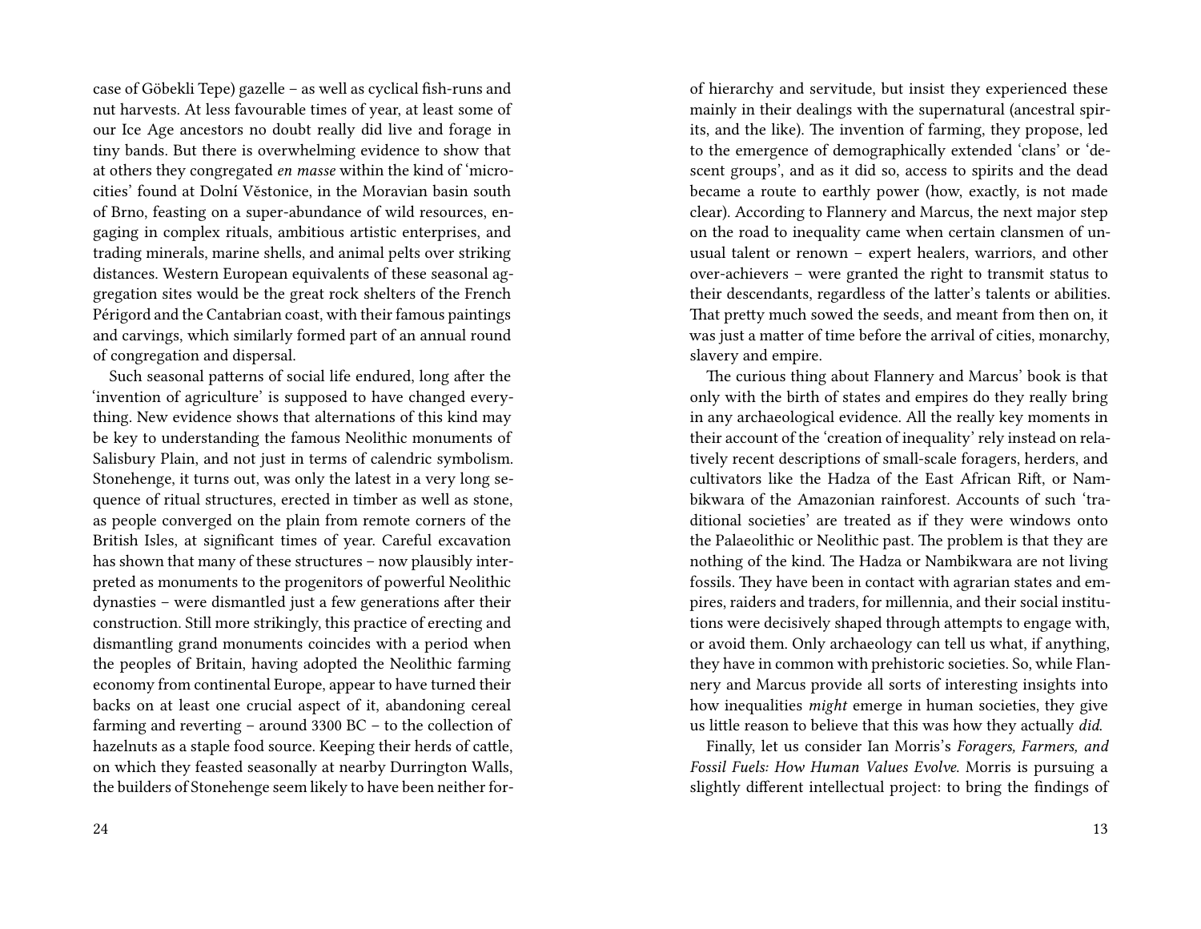case of Göbekli Tepe) gazelle – as well as cyclical fish-runs and nut harvests. At less favourable times of year, at least some of our Ice Age ancestors no doubt really did live and forage in tiny bands. But there is overwhelming evidence to show that at others they congregated *en masse* within the kind of 'micro-cities' found at Dolní Věstonice, in the Moravian basin south of Brno, feasting on a super-abundance of wild resources, engaging in complex rituals, ambitious artistic enterprises, and trading minerals, marine shells, and animal pelts over striking distances. Western European equivalents of these seasonal aggregation sites would be the great rock shelters of the French Périgord and the Cantabrian coast, with their famous paintings and carvings, which similarly formed part of an annual round of congregation and dispersal.

Such seasonal patterns of social life endured, long after the 'invention of agriculture' is supposed to have changed everything. New evidence shows that alternations of this kind may be key to understanding the famous Neolithic monuments of Salisbury Plain, and not just in terms of calendric symbolism. Stonehenge, it turns out, was only the latest in a very long sequence of ritual structures, erected in timber as well as stone, as people converged on the plain from remote corners of the British Isles, at significant times of year. Careful excavation has shown that many of these structures – now plausibly interpreted as monuments to the progenitors of powerful Neolithic dynasties – were dismantled just a few generations after their construction. Still more strikingly, this practice of erecting and dismantling grand monuments coincides with a period when the peoples of Britain, having adopted the Neolithic farming economy from continental Europe, appear to have turned their backs on at least one crucial aspect of it, abandoning cereal farming and reverting – around 3300 BC – to the collection of hazelnuts as a staple food source. Keeping their herds of cattle, on which they feasted seasonally at nearby Durrington Walls, the builders of Stonehenge seem likely to have been neither for-

of hierarchy and servitude, but insist they experienced these mainly in their dealings with the supernatural (ancestral spirits, and the like). The invention of farming, they propose, led to the emergence of demographically extended 'clans' or 'descent groups', and as it did so, access to spirits and the dead became a route to earthly power (how, exactly, is not made clear). According to Flannery and Marcus, the next major step on the road to inequality came when certain clansmen of unusual talent or renown – expert healers, warriors, and other over-achievers – were granted the right to transmit status to their descendants, regardless of the latter's talents or abilities. That pretty much sowed the seeds, and meant from then on, it was just a matter of time before the arrival of cities, monarchy, slavery and empire.

The curious thing about Flannery and Marcus' book is that only with the birth of states and empires do they really bring in any archaeological evidence. All the really key moments in their account of the 'creation of inequality' rely instead on relatively recent descriptions of small-scale foragers, herders, and cultivators like the Hadza of the East African Rift, or Nambikwara of the Amazonian rainforest. Accounts of such 'traditional societies' are treated as if they were windows onto the Palaeolithic or Neolithic past. The problem is that they are nothing of the kind. The Hadza or Nambikwara are not living fossils. They have been in contact with agrarian states and empires, raiders and traders, for millennia, and their social institutions were decisively shaped through attempts to engage with, or avoid them. Only archaeology can tell us what, if anything, they have in common with prehistoric societies. So, while Flannery and Marcus provide all sorts of interesting insights into how inequalities *might* emerge in human societies, they give us little reason to believe that this was how they actually *did.*

Finally, let us consider Ian Morris's *Foragers, Farmers, and Fossil Fuels: How Human Values Evolve.* Morris is pursuing a slightly different intellectual project: to bring the findings of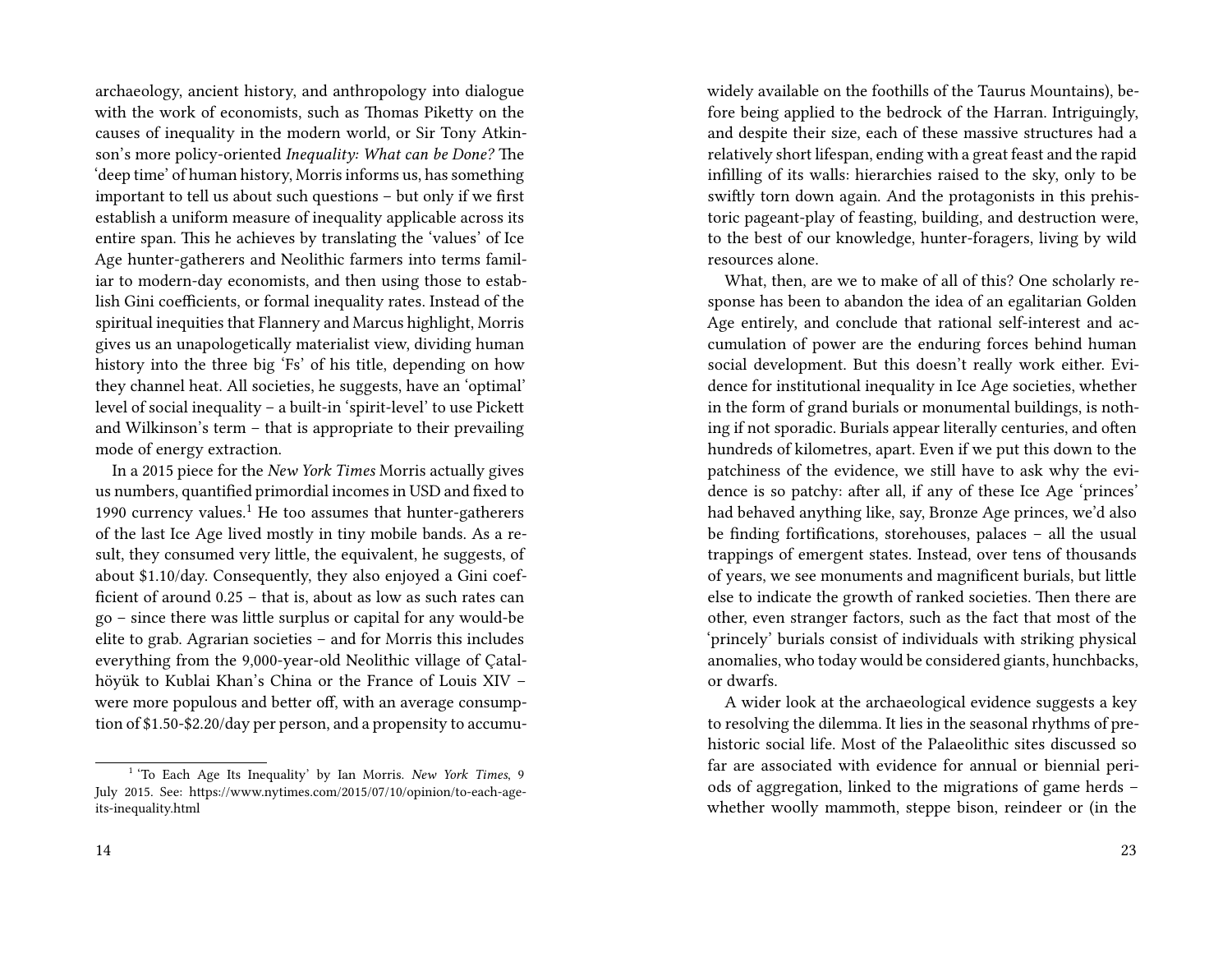archaeology, ancient history, and anthropology into dialogue with the work of economists, such as Thomas Piketty on the causes of inequality in the modern world, or Sir Tony Atkinson's more policy-oriented *Inequality: What can be Done?* The 'deep time' of human history, Morris informs us, has something important to tell us about such questions – but only if we first establish a uniform measure of inequality applicable across its entire span. This he achieves by translating the 'values' of Ice Age hunter-gatherers and Neolithic farmers into terms familiar to modern-day economists, and then using those to establish Gini coefficients, or formal inequality rates. Instead of the spiritual inequities that Flannery and Marcus highlight, Morris gives us an unapologetically materialist view, dividing human history into the three big 'Fs' of his title, depending on how they channel heat. All societies, he suggests, have an 'optimal' level of social inequality – a built-in 'spirit-level' to use Pickett and Wilkinson's term – that is appropriate to their prevailing mode of energy extraction.

In a 2015 piece for the *New York Times* Morris actually gives us numbers, quantified primordial incomes in USD and fixed to 1990 currency values.[1] He too assumes that hunter-gatherers of the last Ice Age lived mostly in tiny mobile bands. As a result, they consumed very little, the equivalent, he suggests, of about $1.10/day. Consequently, they also enjoyed a Gini coefficient of around 0.25 – that is, about as low as such rates can go – since there was little surplus or capital for any would-be elite to grab. Agrarian societies – and for Morris this includes everything from the 9,000-year-old Neolithic village of Çatalhöyük to Kublai Khan's China or the France of Louis XIV – were more populous and better off, with an average consumption of $1.50-$2.20/day per person, and a propensity to accumu-

[1] 'To Each Age Its Inequality' by Ian Morris. *New York Times*, 9 July 2015. See: https://www.nytimes.com/2015/07/10/opinion/to-each-age-its-inequality.html

widely available on the foothills of the Taurus Mountains), before being applied to the bedrock of the Harran. Intriguingly, and despite their size, each of these massive structures had a relatively short lifespan, ending with a great feast and the rapid infilling of its walls: hierarchies raised to the sky, only to be swiftly torn down again. And the protagonists in this prehistoric pageant-play of feasting, building, and destruction were, to the best of our knowledge, hunter-foragers, living by wild resources alone.

What, then, are we to make of all of this? One scholarly response has been to abandon the idea of an egalitarian Golden Age entirely, and conclude that rational self-interest and accumulation of power are the enduring forces behind human social development. But this doesn't really work either. Evidence for institutional inequality in Ice Age societies, whether in the form of grand burials or monumental buildings, is nothing if not sporadic. Burials appear literally centuries, and often hundreds of kilometres, apart. Even if we put this down to the patchiness of the evidence, we still have to ask why the evidence is so patchy: after all, if any of these Ice Age 'princes' had behaved anything like, say, Bronze Age princes, we'd also be finding fortifications, storehouses, palaces – all the usual trappings of emergent states. Instead, over tens of thousands of years, we see monuments and magnificent burials, but little else to indicate the growth of ranked societies. Then there are other, even stranger factors, such as the fact that most of the 'princely' burials consist of individuals with striking physical anomalies, who today would be considered giants, hunchbacks, or dwarfs.

A wider look at the archaeological evidence suggests a key to resolving the dilemma. It lies in the seasonal rhythms of prehistoric social life. Most of the Palaeolithic sites discussed so far are associated with evidence for annual or biennial periods of aggregation, linked to the migrations of game herds – whether woolly mammoth, steppe bison, reindeer or (in the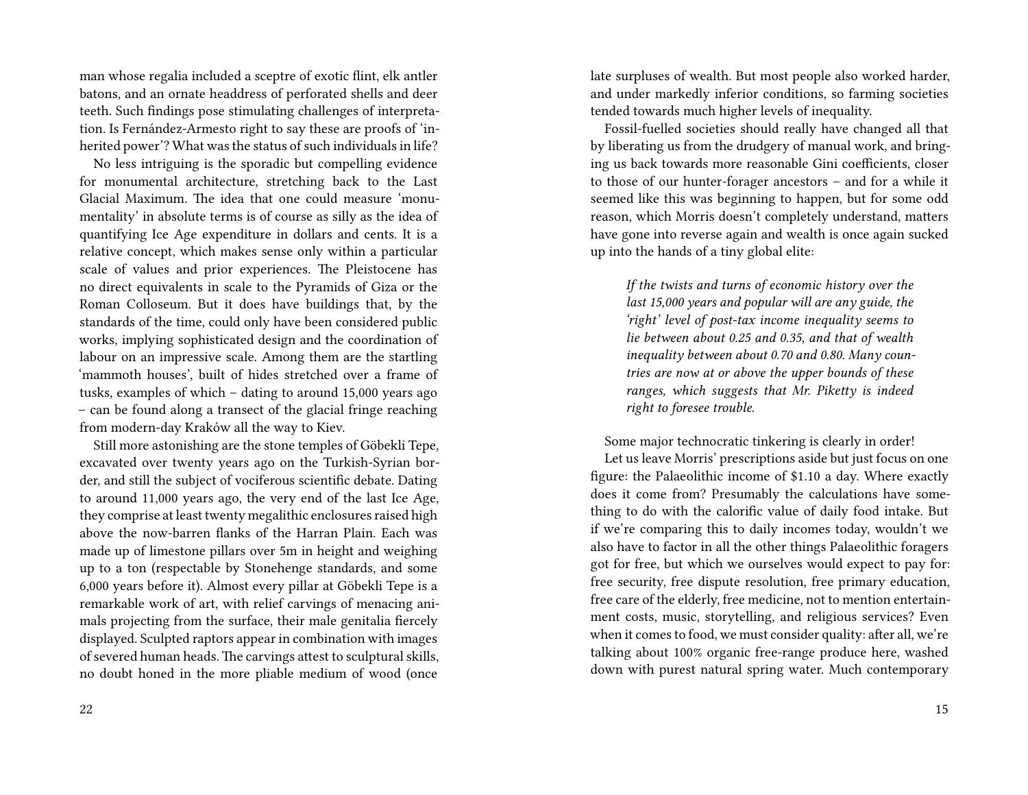man whose regalia included a sceptre of exotic flint, elk antler batons, and an ornate headdress of perforated shells and deer teeth. Such findings pose stimulating challenges of interpretation. Is Fernández-Armesto right to say these are proofs of 'inherited power'? What was the status of such individuals in life?

No less intriguing is the sporadic but compelling evidence for monumental architecture, stretching back to the Last Glacial Maximum. The idea that one could measure 'monumentality' in absolute terms is of course as silly as the idea of quantifying Ice Age expenditure in dollars and cents. It is a relative concept, which makes sense only within a particular scale of values and prior experiences. The Pleistocene has no direct equivalents in scale to the Pyramids of Giza or the Roman Colloseum. But it does have buildings that, by the standards of the time, could only have been considered public works, implying sophisticated design and the coordination of labour on an impressive scale. Among them are the startling 'mammoth houses', built of hides stretched over a frame of tusks, examples of which – dating to around 15,000 years ago – can be found along a transect of the glacial fringe reaching from modern-day Kraków all the way to Kiev.

Still more astonishing are the stone temples of Göbekli Tepe, excavated over twenty years ago on the Turkish-Syrian border, and still the subject of vociferous scientific debate. Dating to around 11,000 years ago, the very end of the last Ice Age, they comprise at least twenty megalithic enclosures raised high above the now-barren flanks of the Harran Plain. Each was made up of limestone pillars over 5m in height and weighing up to a ton (respectable by Stonehenge standards, and some 6,000 years before it). Almost every pillar at Göbekli Tepe is a remarkable work of art, with relief carvings of menacing animals projecting from the surface, their male genitalia fiercely displayed. Sculpted raptors appear in combination with images of severed human heads. The carvings attest to sculptural skills, no doubt honed in the more pliable medium of wood (once

late surpluses of wealth. But most people also worked harder, and under markedly inferior conditions, so farming societies tended towards much higher levels of inequality.

Fossil-fuelled societies should really have changed all that by liberating us from the drudgery of manual work, and bringing us back towards more reasonable Gini coefficients, closer to those of our hunter-forager ancestors – and for a while it seemed like this was beginning to happen, but for some odd reason, which Morris doesn't completely understand, matters have gone into reverse again and wealth is once again sucked up into the hands of a tiny global elite:

> *If the twists and turns of economic history over the last 15,000 years and popular will are any guide, the 'right' level of post-tax income inequality seems to lie between about 0.25 and 0.35, and that of wealth inequality between about 0.70 and 0.80. Many countries are now at or above the upper bounds of these ranges, which suggests that Mr. Piketty is indeed right to foresee trouble.*

Some major technocratic tinkering is clearly in order!

Let us leave Morris' prescriptions aside but just focus on one figure: the Palaeolithic income of $1.10 a day. Where exactly does it come from? Presumably the calculations have something to do with the calorific value of daily food intake. But if we're comparing this to daily incomes today, wouldn't we also have to factor in all the other things Palaeolithic foragers got for free, but which we ourselves would expect to pay for: free security, free dispute resolution, free primary education, free care of the elderly, free medicine, not to mention entertainment costs, music, storytelling, and religious services? Even when it comes to food, we must consider quality: after all, we're talking about 100% organic free-range produce here, washed down with purest natural spring water. Much contemporary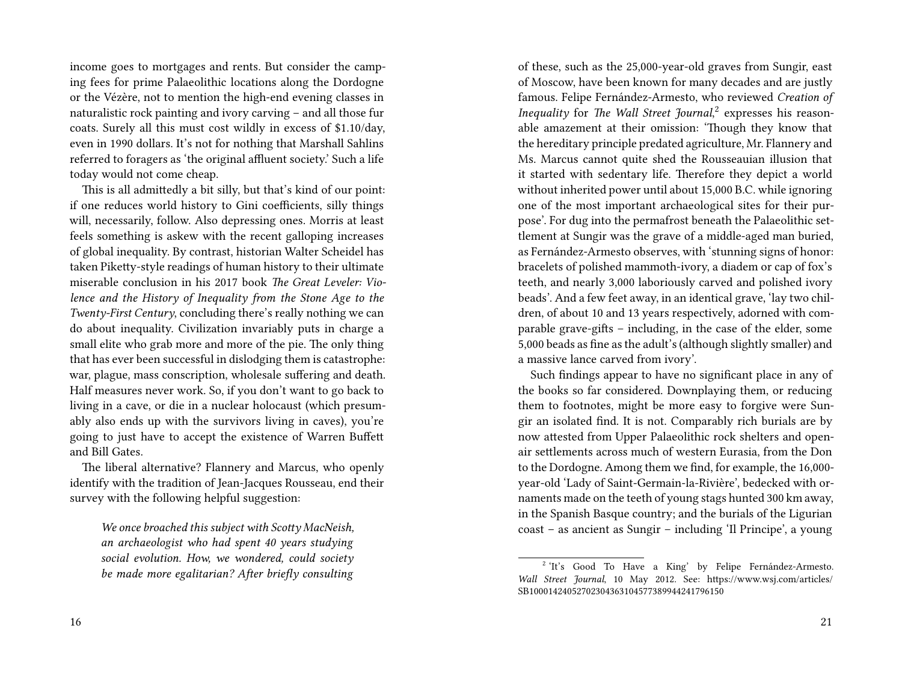income goes to mortgages and rents. But consider the camping fees for prime Palaeolithic locations along the Dordogne or the Vézère, not to mention the high-end evening classes in naturalistic rock painting and ivory carving – and all those fur coats. Surely all this must cost wildly in excess of $1.10/day, even in 1990 dollars. It's not for nothing that Marshall Sahlins referred to foragers as 'the original affluent society.' Such a life today would not come cheap.

This is all admittedly a bit silly, but that's kind of our point: if one reduces world history to Gini coefficients, silly things will, necessarily, follow. Also depressing ones. Morris at least feels something is askew with the recent galloping increases of global inequality. By contrast, historian Walter Scheidel has taken Piketty-style readings of human history to their ultimate miserable conclusion in his 2017 book *The Great Leveler: Violence and the History of Inequality from the Stone Age to the Twenty-First Century*, concluding there's really nothing we can do about inequality. Civilization invariably puts in charge a small elite who grab more and more of the pie. The only thing that has ever been successful in dislodging them is catastrophe: war, plague, mass conscription, wholesale suffering and death. Half measures never work. So, if you don't want to go back to living in a cave, or die in a nuclear holocaust (which presumably also ends up with the survivors living in caves), you're going to just have to accept the existence of Warren Buffett and Bill Gates.

The liberal alternative? Flannery and Marcus, who openly identify with the tradition of Jean-Jacques Rousseau, end their survey with the following helpful suggestion:

> *We once broached this subject with Scotty MacNeish, an archaeologist who had spent 40 years studying social evolution. How, we wondered, could society be made more egalitarian? After briefly consulting*

of these, such as the 25,000-year-old graves from Sungir, east of Moscow, have been known for many decades and are justly famous. Felipe Fernández-Armesto, who reviewed *Creation of Inequality* for *The Wall Street Journal*,[2] expresses his reasonable amazement at their omission: 'Though they know that the hereditary principle predated agriculture, Mr. Flannery and Ms. Marcus cannot quite shed the Rousseauian illusion that it started with sedentary life. Therefore they depict a world without inherited power until about 15,000 B.C. while ignoring one of the most important archaeological sites for their purpose'. For dug into the permafrost beneath the Palaeolithic settlement at Sungir was the grave of a middle-aged man buried, as Fernández-Armesto observes, with 'stunning signs of honor: bracelets of polished mammoth-ivory, a diadem or cap of fox's teeth, and nearly 3,000 laboriously carved and polished ivory beads'. And a few feet away, in an identical grave, 'lay two children, of about 10 and 13 years respectively, adorned with comparable grave-gifts – including, in the case of the elder, some 5,000 beads as fine as the adult's (although slightly smaller) and a massive lance carved from ivory'.

Such findings appear to have no significant place in any of the books so far considered. Downplaying them, or reducing them to footnotes, might be more easy to forgive were Sungir an isolated find. It is not. Comparably rich burials are by now attested from Upper Palaeolithic rock shelters and open-air settlements across much of western Eurasia, from the Don to the Dordogne. Among them we find, for example, the 16,000-year-old 'Lady of Saint-Germain-la-Rivière', bedecked with ornaments made on the teeth of young stags hunted 300 km away, in the Spanish Basque country; and the burials of the Ligurian coast – as ancient as Sungir – including 'Il Principe', a young

[2] 'It's Good To Have a King' by Felipe Fernández-Armesto. *Wall Street Journal*, 10 May 2012. See: https://www.wsj.com/articles/SB10001424052702304363104577389944241796150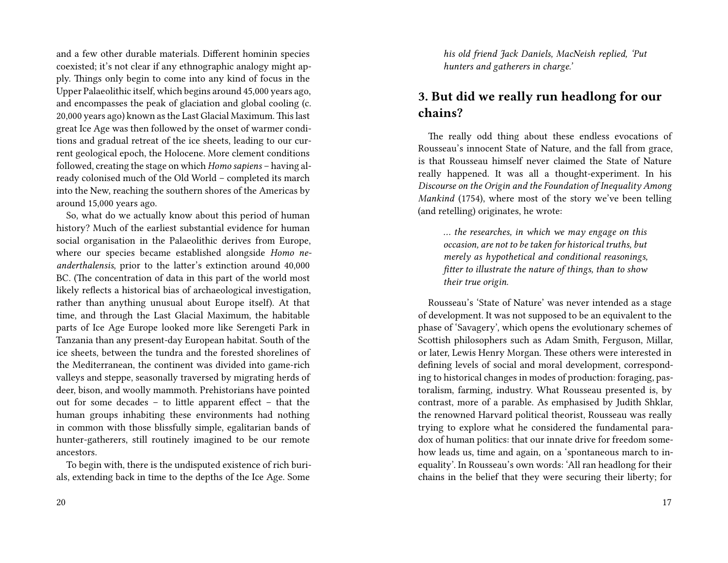and a few other durable materials. Different hominin species coexisted; it's not clear if any ethnographic analogy might apply. Things only begin to come into any kind of focus in the Upper Palaeolithic itself, which begins around 45,000 years ago, and encompasses the peak of glaciation and global cooling (c. 20,000 years ago) known as the Last Glacial Maximum. This last great Ice Age was then followed by the onset of warmer conditions and gradual retreat of the ice sheets, leading to our current geological epoch, the Holocene. More clement conditions followed, creating the stage on which *Homo sapiens* – having already colonised much of the Old World – completed its march into the New, reaching the southern shores of the Americas by around 15,000 years ago.

So, what do we actually know about this period of human history? Much of the earliest substantial evidence for human social organisation in the Palaeolithic derives from Europe, where our species became established alongside *Homo neanderthalensis*, prior to the latter's extinction around 40,000 BC. (The concentration of data in this part of the world most likely reflects a historical bias of archaeological investigation, rather than anything unusual about Europe itself). At that time, and through the Last Glacial Maximum, the habitable parts of Ice Age Europe looked more like Serengeti Park in Tanzania than any present-day European habitat. South of the ice sheets, between the tundra and the forested shorelines of the Mediterranean, the continent was divided into game-rich valleys and steppe, seasonally traversed by migrating herds of deer, bison, and woolly mammoth. Prehistorians have pointed out for some decades – to little apparent effect – that the human groups inhabiting these environments had nothing in common with those blissfully simple, egalitarian bands of hunter-gatherers, still routinely imagined to be our remote ancestors.

To begin with, there is the undisputed existence of rich burials, extending back in time to the depths of the Ice Age. Some

> *his old friend Jack Daniels, MacNeish replied, 'Put hunters and gatherers in charge.'*

## 3. But did we really run headlong for our chains?

The really odd thing about these endless evocations of Rousseau's innocent State of Nature, and the fall from grace, is that Rousseau himself never claimed the State of Nature really happened. It was all a thought-experiment. In his *Discourse on the Origin and the Foundation of Inequality Among Mankind* (1754), where most of the story we've been telling (and retelling) originates, he wrote:

> *… the researches, in which we may engage on this occasion, are not to be taken for historical truths, but merely as hypothetical and conditional reasonings, fitter to illustrate the nature of things, than to show their true origin.*

Rousseau's 'State of Nature' was never intended as a stage of development. It was not supposed to be an equivalent to the phase of 'Savagery', which opens the evolutionary schemes of Scottish philosophers such as Adam Smith, Ferguson, Millar, or later, Lewis Henry Morgan. These others were interested in defining levels of social and moral development, corresponding to historical changes in modes of production: foraging, pastoralism, farming, industry. What Rousseau presented is, by contrast, more of a parable. As emphasised by Judith Shklar, the renowned Harvard political theorist, Rousseau was really trying to explore what he considered the fundamental paradox of human politics: that our innate drive for freedom somehow leads us, time and again, on a 'spontaneous march to inequality'. In Rousseau's own words: 'All ran headlong for their chains in the belief that they were securing their liberty; for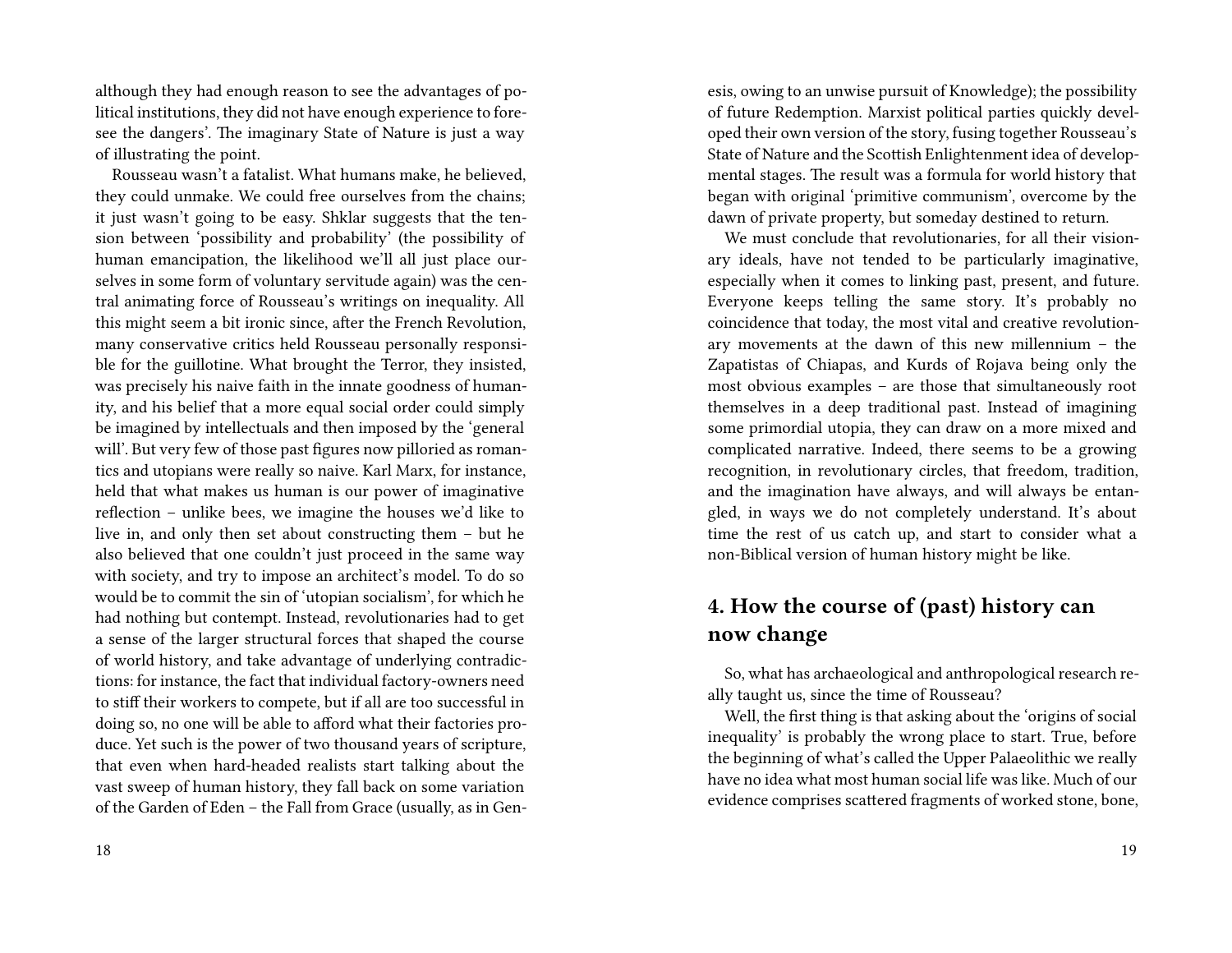although they had enough reason to see the advantages of political institutions, they did not have enough experience to foresee the dangers'. The imaginary State of Nature is just a way of illustrating the point.

Rousseau wasn't a fatalist. What humans make, he believed, they could unmake. We could free ourselves from the chains; it just wasn't going to be easy. Shklar suggests that the tension between 'possibility and probability' (the possibility of human emancipation, the likelihood we'll all just place ourselves in some form of voluntary servitude again) was the central animating force of Rousseau's writings on inequality. All this might seem a bit ironic since, after the French Revolution, many conservative critics held Rousseau personally responsible for the guillotine. What brought the Terror, they insisted, was precisely his naive faith in the innate goodness of humanity, and his belief that a more equal social order could simply be imagined by intellectuals and then imposed by the 'general will'. But very few of those past figures now pilloried as romantics and utopians were really so naive. Karl Marx, for instance, held that what makes us human is our power of imaginative reflection – unlike bees, we imagine the houses we'd like to live in, and only then set about constructing them – but he also believed that one couldn't just proceed in the same way with society, and try to impose an architect's model. To do so would be to commit the sin of 'utopian socialism', for which he had nothing but contempt. Instead, revolutionaries had to get a sense of the larger structural forces that shaped the course of world history, and take advantage of underlying contradictions: for instance, the fact that individual factory-owners need to stiff their workers to compete, but if all are too successful in doing so, no one will be able to afford what their factories produce. Yet such is the power of two thousand years of scripture, that even when hard-headed realists start talking about the vast sweep of human history, they fall back on some variation of the Garden of Eden – the Fall from Grace (usually, as in Genesis, owing to an unwise pursuit of Knowledge); the possibility of future Redemption. Marxist political parties quickly developed their own version of the story, fusing together Rousseau's State of Nature and the Scottish Enlightenment idea of developmental stages. The result was a formula for world history that began with original 'primitive communism', overcome by the dawn of private property, but someday destined to return.

We must conclude that revolutionaries, for all their visionary ideals, have not tended to be particularly imaginative, especially when it comes to linking past, present, and future. Everyone keeps telling the same story. It's probably no coincidence that today, the most vital and creative revolutionary movements at the dawn of this new millennium – the Zapatistas of Chiapas, and Kurds of Rojava being only the most obvious examples – are those that simultaneously root themselves in a deep traditional past. Instead of imagining some primordial utopia, they can draw on a more mixed and complicated narrative. Indeed, there seems to be a growing recognition, in revolutionary circles, that freedom, tradition, and the imagination have always, and will always be entangled, in ways we do not completely understand. It's about time the rest of us catch up, and start to consider what a non-Biblical version of human history might be like.

## 4. How the course of (past) history can now change

So, what has archaeological and anthropological research really taught us, since the time of Rousseau?

Well, the first thing is that asking about the 'origins of social inequality' is probably the wrong place to start. True, before the beginning of what's called the Upper Palaeolithic we really have no idea what most human social life was like. Much of our evidence comprises scattered fragments of worked stone, bone,